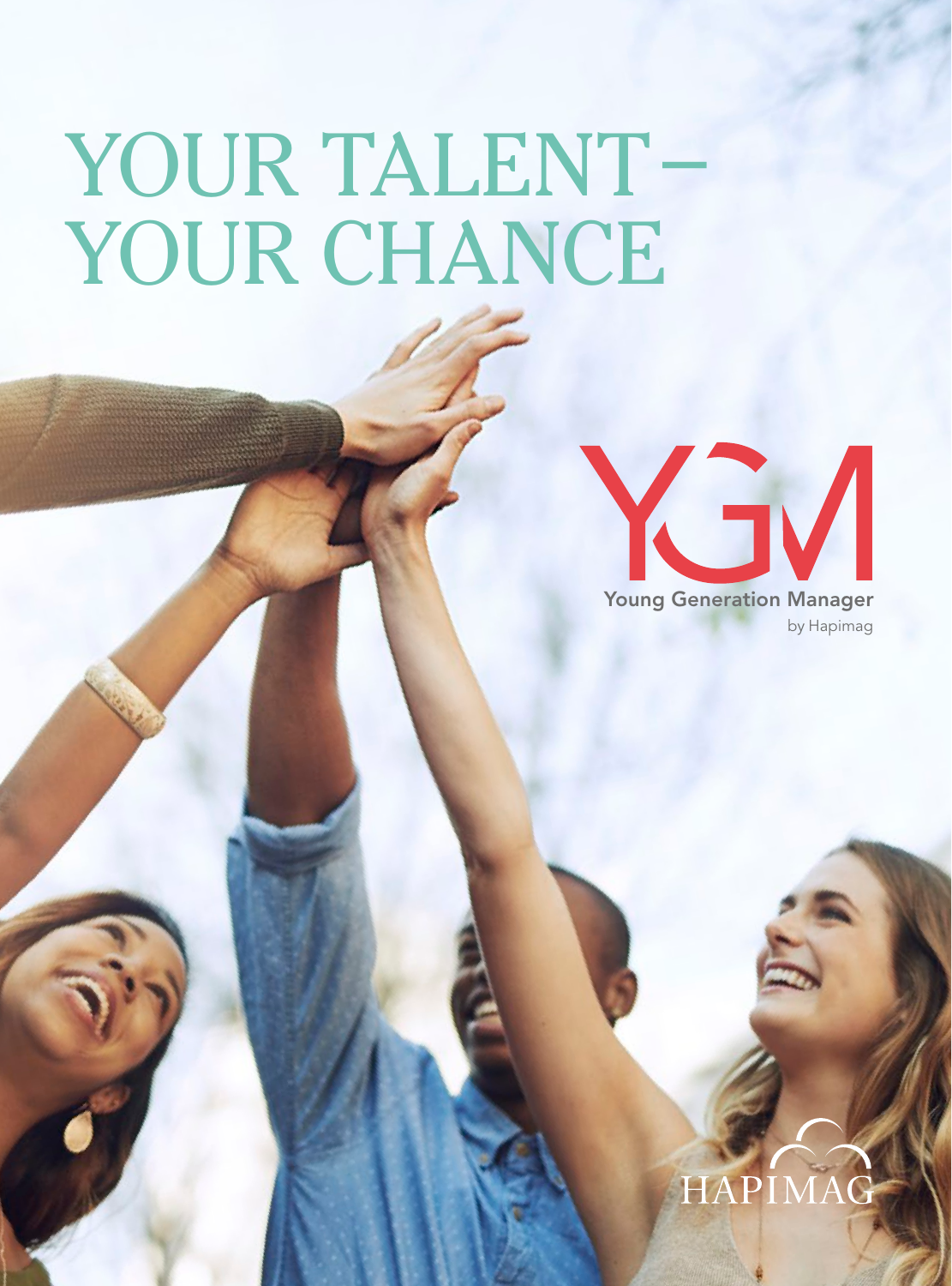# YOUR TALENT– YOUR CHANCE

YGM

Young Generation Manager

by Hapimag

HAPIMAG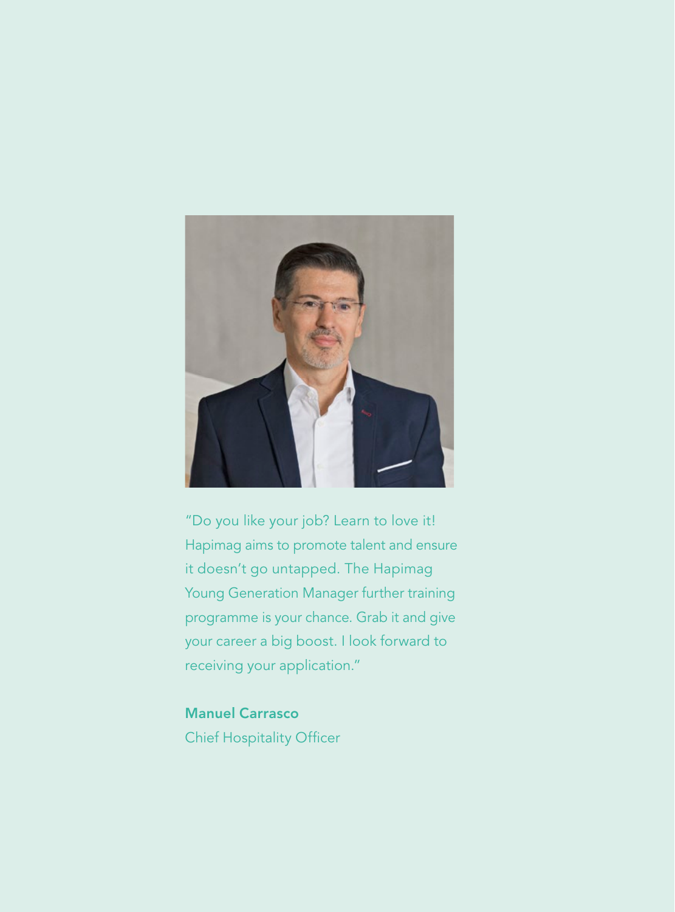"Do you like your job? Learn to love it! Hapimag aims to promote talent and ensure it doesn't go untapped. The Hapimag Young Generation Manager further training programme is your chance. Grab it and give your career a big boost. I look forward to receiving your application."

**Manuel Carrasco**
Chief Hospitality Officer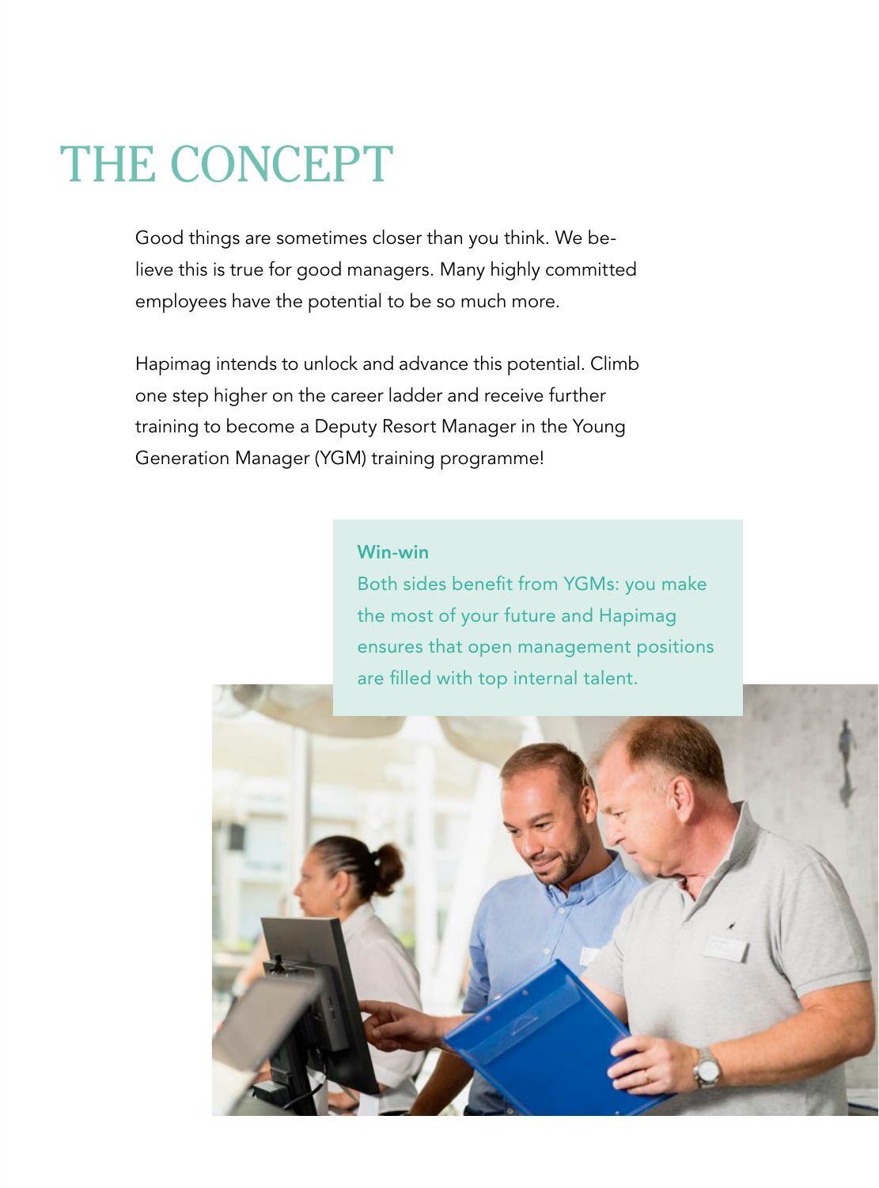# THE CONCEPT

Good things are sometimes closer than you think. We believe this is true for good managers. Many highly committed employees have the potential to be so much more.

Hapimag intends to unlock and advance this potential. Climb one step higher on the career ladder and receive further training to become a Deputy Resort Manager in the Young Generation Manager (YGM) training programme!

**Win-win**

Both sides benefit from YGMs: you make the most of your future and Hapimag ensures that open management positions are filled with top internal talent.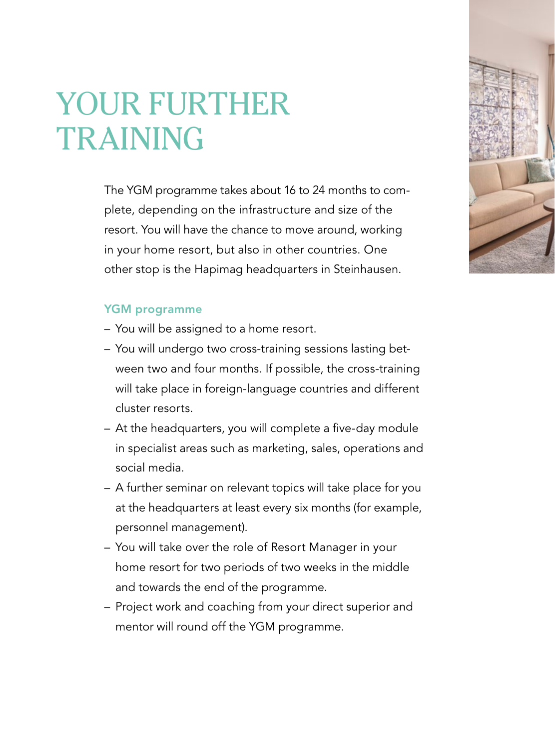# YOUR FURTHER TRAINING

The YGM programme takes about 16 to 24 months to complete, depending on the infrastructure and size of the resort. You will have the chance to move around, working in your home resort, but also in other countries. One other stop is the Hapimag headquarters in Steinhausen.

### YGM programme

- You will be assigned to a home resort.
- You will undergo two cross-training sessions lasting between two and four months. If possible, the cross-training will take place in foreign-language countries and different cluster resorts.
- At the headquarters, you will complete a five-day module in specialist areas such as marketing, sales, operations and social media.
- A further seminar on relevant topics will take place for you at the headquarters at least every six months (for example, personnel management).
- You will take over the role of Resort Manager in your home resort for two periods of two weeks in the middle and towards the end of the programme.
- Project work and coaching from your direct superior and mentor will round off the YGM programme.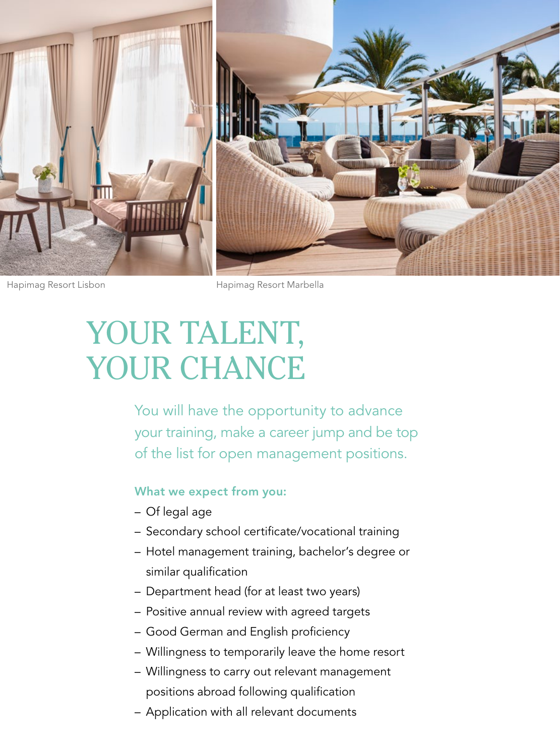Hapimag Resort Lisbon

Hapimag Resort Marbella

# YOUR TALENT, YOUR CHANCE

You will have the opportunity to advance your training, make a career jump and be top of the list for open management positions.

**What we expect from you:**

- Of legal age
- Secondary school certificate/vocational training
- Hotel management training, bachelor's degree or similar qualification
- Department head (for at least two years)
- Positive annual review with agreed targets
- Good German and English proficiency
- Willingness to temporarily leave the home resort
- Willingness to carry out relevant management positions abroad following qualification
- Application with all relevant documents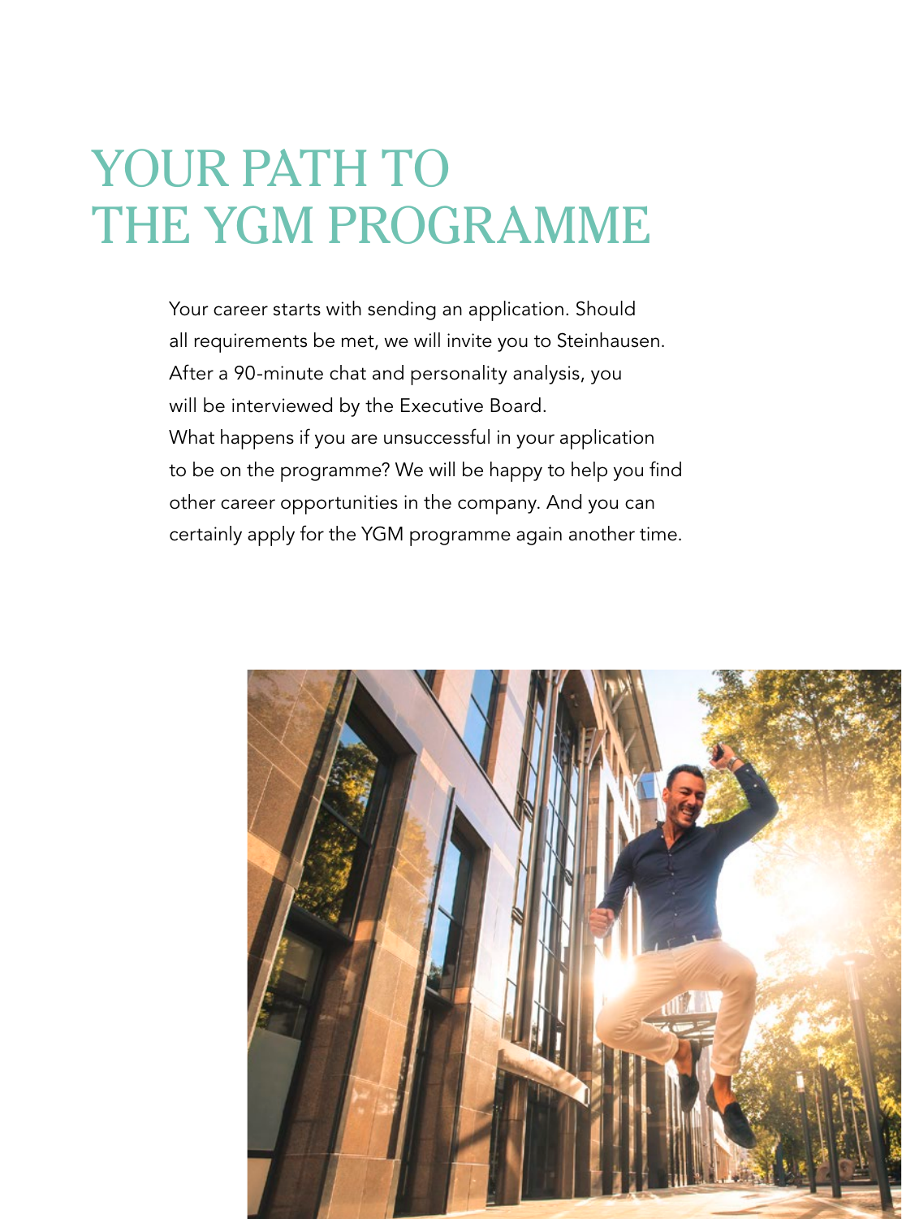# YOUR PATH TO THE YGM PROGRAMME

Your career starts with sending an application. Should all requirements be met, we will invite you to Steinhausen. After a 90-minute chat and personality analysis, you will be interviewed by the Executive Board. What happens if you are unsuccessful in your application to be on the programme? We will be happy to help you find other career opportunities in the company. And you can certainly apply for the YGM programme again another time.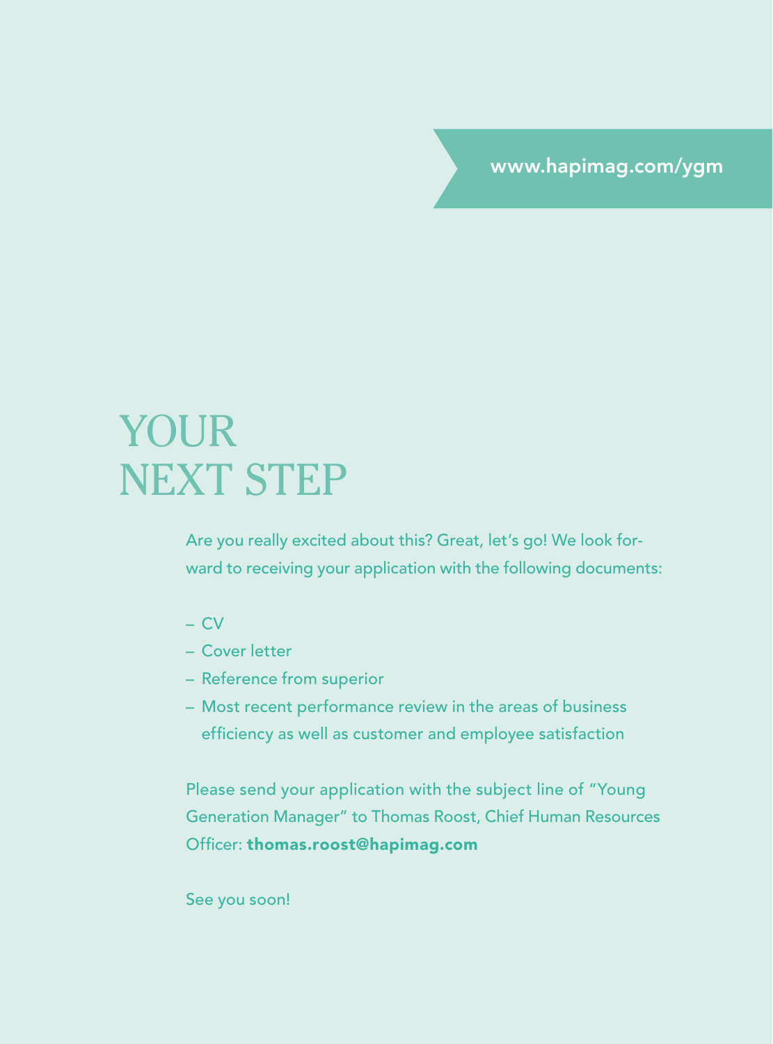www.hapimag.com/ygm

# YOUR NEXT STEP

Are you really excited about this? Great, let's go! We look forward to receiving your application with the following documents:

- CV
- Cover letter
- Reference from superior
- Most recent performance review in the areas of business efficiency as well as customer and employee satisfaction

Please send your application with the subject line of "Young Generation Manager" to Thomas Roost, Chief Human Resources Officer: **thomas.roost@hapimag.com**

See you soon!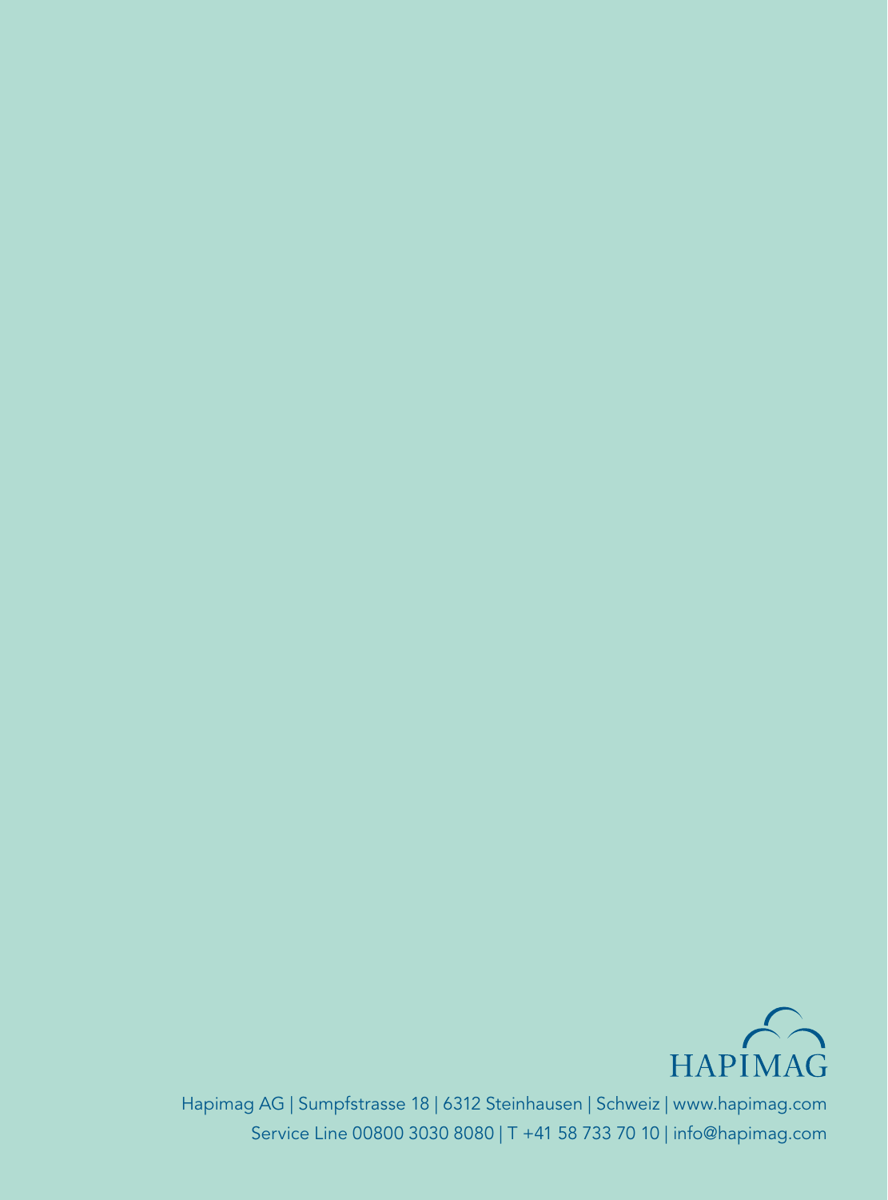HAPIMAG

Hapimag AG | Sumpfstrasse 18 | 6312 Steinhausen | Schweiz | www.hapimag.com
Service Line 00800 3030 8080 | T +41 58 733 70 10 | info@hapimag.com